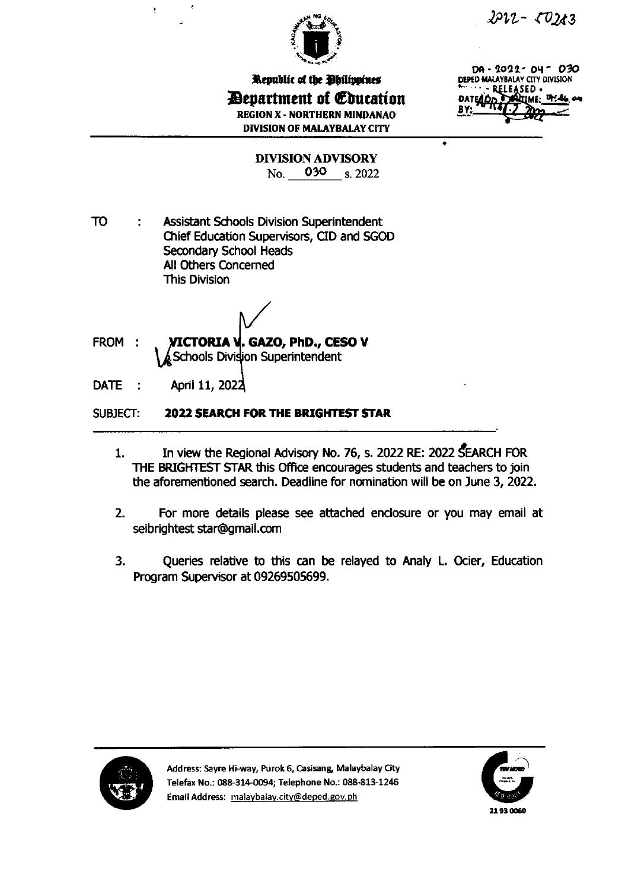2022-50243

Republic of the Philippines
**Department of Education**
REGION X - NORTHERN MINDANAO
DIVISION OF MALAYBALAY CITY

DA - 2022- 04 - 030
DEPED MALAYBALAY CITY DIVISION
- RELEASED -
DATE: APR 1 7 2022 TIME: 04:46 am
BY:

**DIVISION ADVISORY**
No. 030 s. 2022

TO : Assistant Schools Division Superintendent
Chief Education Supervisors, CID and SGOD
Secondary School Heads
All Others Concerned
This Division

FROM : **VICTORIA V. GAZO, PhD., CESO V**
Schools Division Superintendent

DATE : April 11, 2022

SUBJECT: **2022 SEARCH FOR THE BRIGHTEST STAR**

1. In view the Regional Advisory No. 76, s. 2022 RE: 2022 SEARCH FOR THE BRIGHTEST STAR this Office encourages students and teachers to join the aforementioned search. Deadline for nomination will be on June 3, 2022.

2. For more details please see attached enclosure or you may email at seibrightest star@gmail.com

3. Queries relative to this can be relayed to Analy L. Ocier, Education Program Supervisor at 09269505699.

Address: Sayre Hi-way, Purok 6, Casisang, Malaybalay City
Telefax No.: 088-314-0094; Telephone No.: 088-813-1246
Email Address: malaybalay.city@deped.gov.ph

21 93 0060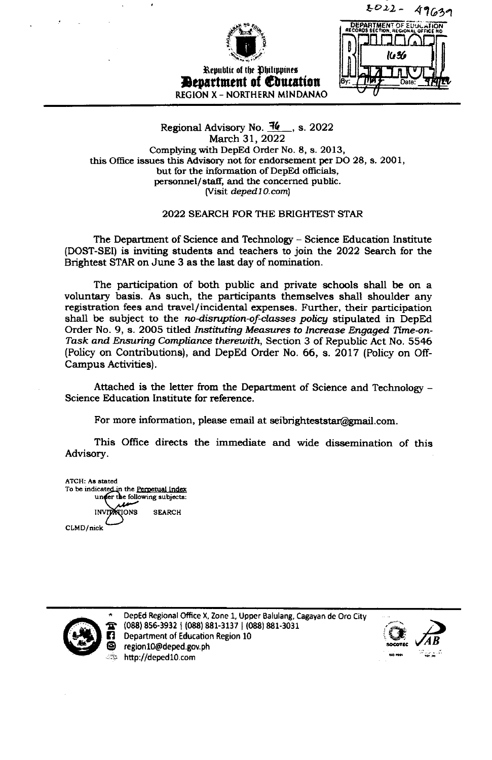2022- 49639

DEPARTMENT OF EDUCATION
RECORDS SECTION, REGIONAL OFFICE NO

RELEASED

1636

By: Date:

Republic of the Philippines
**Department of Education**
REGION X - NORTHERN MINDANAO

Regional Advisory No. 76, s. 2022
March 31, 2022
Complying with DepEd Order No. 8, s. 2013,
this Office issues this Advisory not for endorsement per DO 28, s. 2001,
but for the information of DepEd officials,
personnel/staff, and the concerned public.
(Visit *deped10.com*)

2022 SEARCH FOR THE BRIGHTEST STAR

The Department of Science and Technology – Science Education Institute (DOST-SEI) is inviting students and teachers to join the 2022 Search for the Brightest STAR on June 3 as the last day of nomination.

The participation of both public and private schools shall be on a voluntary basis. As such, the participants themselves shall shoulder any registration fees and travel/incidental expenses. Further, their participation shall be subject to the *no-disruption-of-classes policy* stipulated in DepEd Order No. 9, s. 2005 titled *Instituting Measures to Increase Engaged Time-on-Task and Ensuring Compliance therewith*, Section 3 of Republic Act No. 5546 (Policy on Contributions), and DepEd Order No. 66, s. 2017 (Policy on Off-Campus Activities).

Attached is the letter from the Department of Science and Technology – Science Education Institute for reference.

For more information, please email at seibrighteststar@gmail.com.

This Office directs the immediate and wide dissemination of this Advisory.

ATCH: As stated
To be indicated in the Perpetual Index
under the following subjects:
INVITATIONS SEARCH

CLMD/nick

DepEd Regional Office X, Zone 1, Upper Balulang, Cagayan de Oro City
(088) 856-3932 | (088) 881-3137 | (088) 881-3031
Department of Education Region 10
region10@deped.gov.ph
http://deped10.com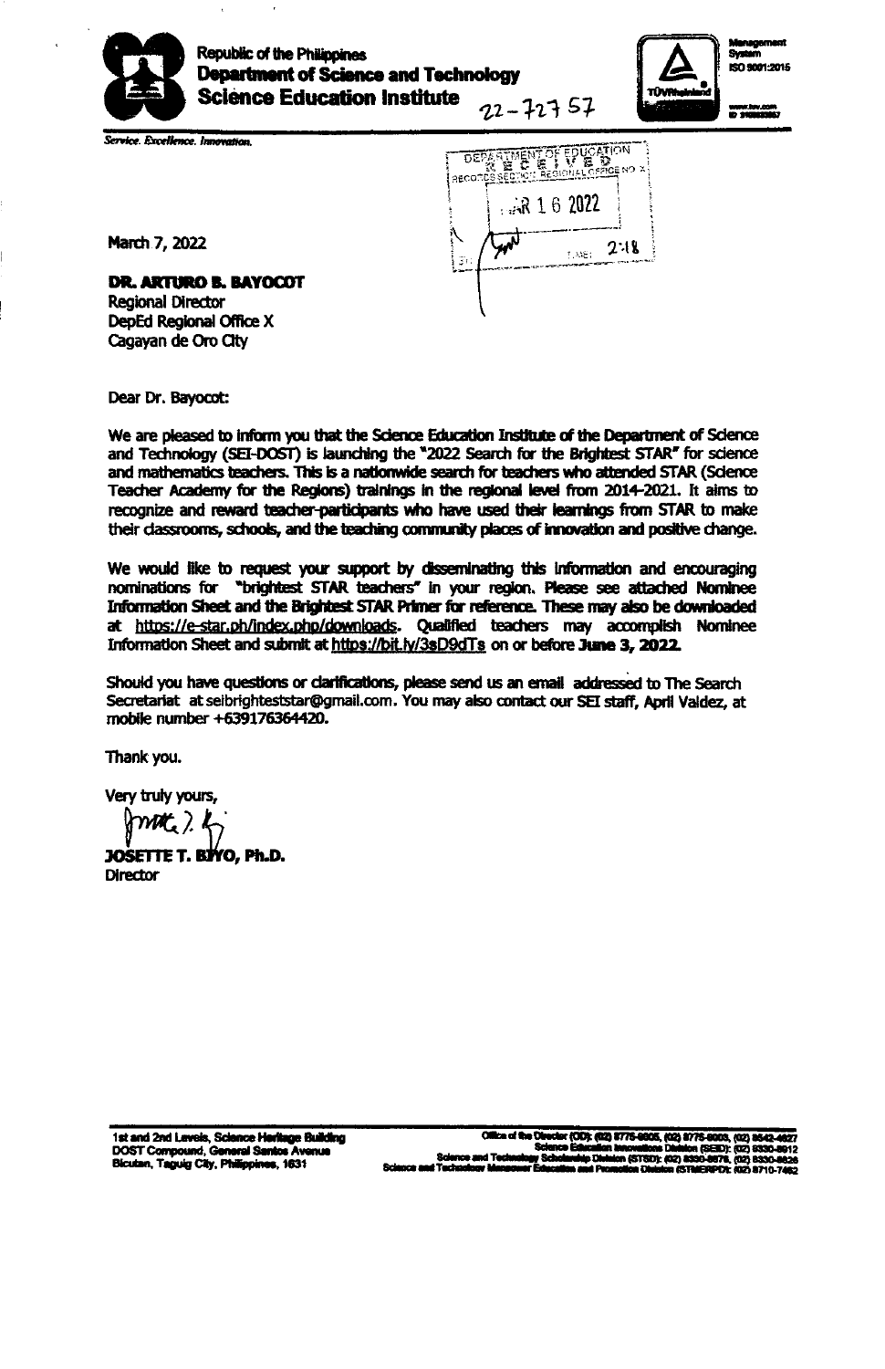Republic of the Philippines
**Department of Science and Technology**
**Science Education Institute**

22-72757

Management System ISO 9001:2015

www.tuv.com ID 9108633067

*Service. Excellence. Innovation.*

DEPARTMENT OF EDUCATION
RECEIVED
RECORDS SECTION REGIONAL OFFICE NO. X
MAR 16 2022
TIME: 2:18

March 7, 2022

**DR. ARTURO B. BAYOCOT**
Regional Director
DepEd Regional Office X
Cagayan de Oro City

Dear Dr. Bayocot:

We are pleased to inform you that the Science Education Institute of the Department of Science and Technology (SEI-DOST) is launching the "2022 Search for the Brightest STAR" for science and mathematics teachers. This is a nationwide search for teachers who attended STAR (Science Teacher Academy for the Regions) trainings in the regional level from 2014-2021. It aims to recognize and reward teacher-participants who have used their learnings from STAR to make their classrooms, schools, and the teaching community places of innovation and positive change.

We would like to request your support by disseminating this information and encouraging nominations for "brightest STAR teachers" in your region. Please see attached Nominee Information Sheet and the Brightest STAR Primer for reference. These may also be downloaded at https://e-star.ph/index.php/downloads. Qualified teachers may accomplish Nominee Information Sheet and submit at https://bit.ly/3sD9dTs on or before **June 3, 2022.**

Should you have questions or clarifications, please send us an email addressed to The Search Secretariat at seibrighteststar@gmail.com. You may also contact our SEI staff, April Valdez, at mobile number +639176364420.

Thank you.

Very truly yours,

**JOSETTE T. BIYO, Ph.D.**
Director

1st and 2nd Levels, Science Heritage Building
DOST Compound, General Santos Avenue
Bicutan, Taguig City, Philippines, 1631

Office of the Director (OD): (02) 8775-8605, (02) 8775-8603, (02) 8542-4627
Science Education Innovations Division (SEID): (02) 8330-8912
Science and Technology Scholarship Division (STSD): (02) 8330-8676, (02) 8330-8826
Science and Technology Manpower Education and Promotion Division (STMERPD): (02) 8710-7462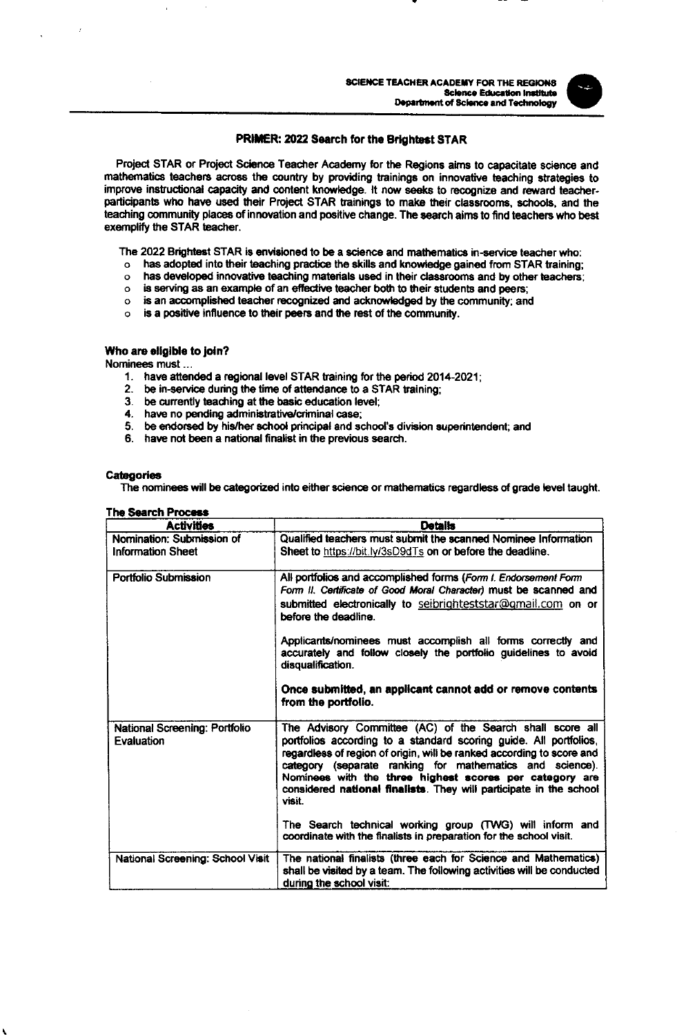SCIENCE TEACHER ACADEMY FOR THE REGIONS
Science Education Institute
Department of Science and Technology

## PRIMER: 2022 Search for the Brightest STAR

Project STAR or Project Science Teacher Academy for the Regions aims to capacitate science and mathematics teachers across the country by providing trainings on innovative teaching strategies to improve instructional capacity and content knowledge. It now seeks to recognize and reward teacher-participants who have used their Project STAR trainings to make their classrooms, schools, and the teaching community places of innovation and positive change. The search aims to find teachers who best exemplify the STAR teacher.

The 2022 Brightest STAR is envisioned to be a science and mathematics in-service teacher who:

- has adopted into their teaching practice the skills and knowledge gained from STAR training;
- has developed innovative teaching materials used in their classrooms and by other teachers;
- is serving as an example of an effective teacher both to their students and peers;
- is an accomplished teacher recognized and acknowledged by the community; and
- is a positive influence to their peers and the rest of the community.

### Who are eligible to join?

Nominees must ...

1. have attended a regional level STAR training for the period 2014-2021;
2. be in-service during the time of attendance to a STAR training;
3. be currently teaching at the basic education level;
4. have no pending administrative/criminal case;
5. be endorsed by his/her school principal and school's division superintendent; and
6. have not been a national finalist in the previous search.

### Categories

The nominees will be categorized into either science or mathematics regardless of grade level taught.

### The Search Process

| Activities | Details |
| --- | --- |
| Nomination: Submission of Information Sheet | Qualified teachers must submit the scanned Nominee Information Sheet to https://bit.ly/3sD9dTs on or before the deadline. |
| Portfolio Submission | All portfolios and accomplished forms (*Form I. Endorsement Form Form II. Certificate of Good Moral Character*) must be scanned and submitted electronically to seibrighteststar@gmail.com on or before the deadline.<br><br>Applicants/nominees must accomplish all forms correctly and accurately and follow closely the portfolio guidelines to avoid disqualification.<br><br>**Once submitted, an applicant cannot add or remove contents from the portfolio.** |
| National Screening: Portfolio Evaluation | The Advisory Committee (AC) of the Search shall score all portfolios according to a standard scoring guide. All portfolios, regardless of region of origin, will be ranked according to score and category (separate ranking for mathematics and science). Nominees with the **three highest scores per category** are considered **national finalists**. They will participate in the school visit.<br><br>The Search technical working group (TWG) will inform and coordinate with the finalists in preparation for the school visit. |
| National Screening: School Visit | The national finalists (three each for Science and Mathematics) shall be visited by a team. The following activities will be conducted during the school visit: |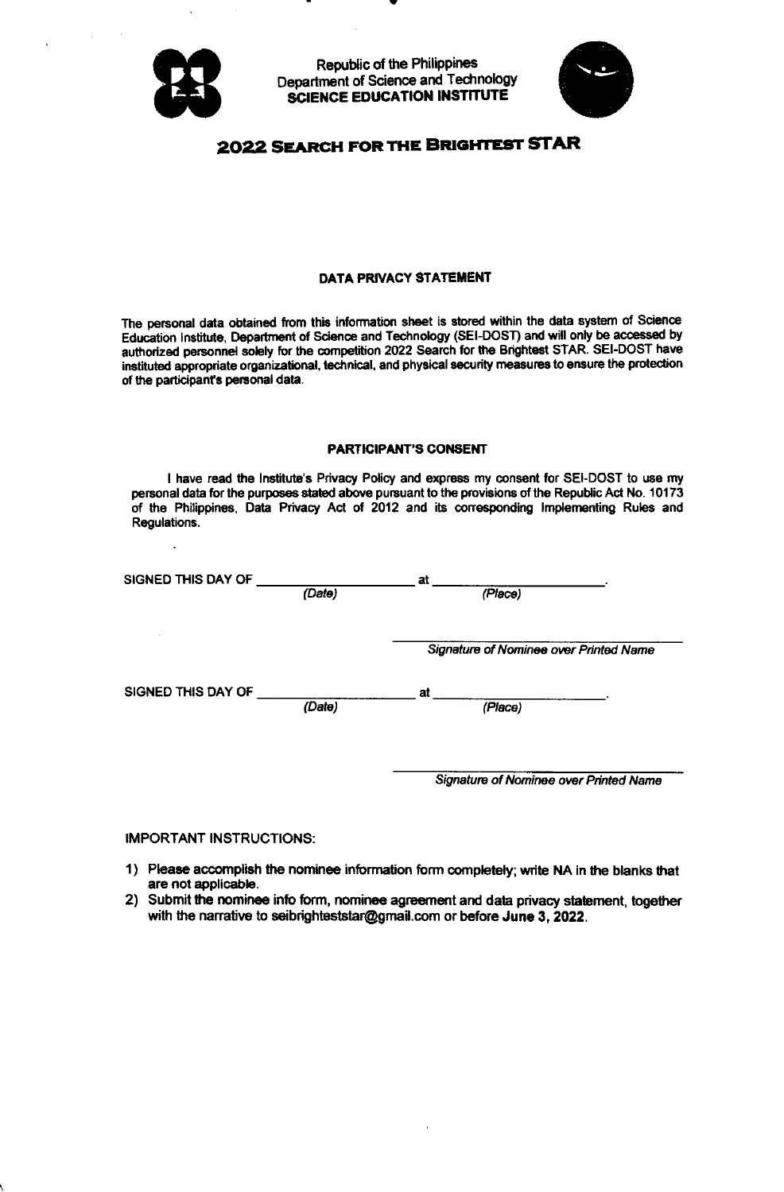Republic of the Philippines
Department of Science and Technology
**SCIENCE EDUCATION INSTITUTE**

# 2022 SEARCH FOR THE BRIGHTEST STAR

## DATA PRIVACY STATEMENT

The personal data obtained from this information sheet is stored within the data system of Science Education Institute, Department of Science and Technology (SEI-DOST) and will only be accessed by authorized personnel solely for the competition 2022 Search for the Brightest STAR. SEI-DOST have instituted appropriate organizational, technical, and physical security measures to ensure the protection of the participant's personal data.

## PARTICIPANT'S CONSENT

I have read the Institute's Privacy Policy and express my consent for SEI-DOST to use my personal data for the purposes stated above pursuant to the provisions of the Republic Act No. 10173 of the Philippines, Data Privacy Act of 2012 and its corresponding Implementing Rules and Regulations.

SIGNED THIS DAY OF ______________________ at ______________________.
*(Date)* *(Place)*

______________________________
*Signature of Nominee over Printed Name*

SIGNED THIS DAY OF ______________________ at ______________________.
*(Date)* *(Place)*

______________________________
*Signature of Nominee over Printed Name*

IMPORTANT INSTRUCTIONS:

1) Please accomplish the nominee information form completely; write NA in the blanks that are not applicable.
2) Submit the nominee info form, nominee agreement and data privacy statement, together with the narrative to seibrighteststar@gmail.com or before **June 3, 2022**.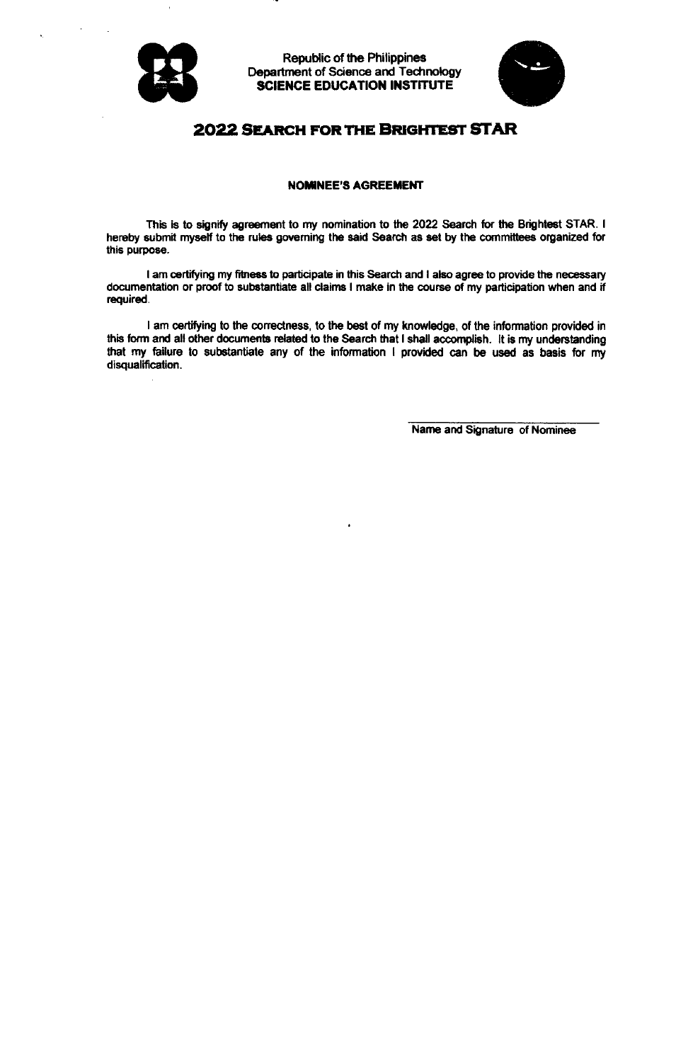Republic of the Philippines
Department of Science and Technology
**SCIENCE EDUCATION INSTITUTE**

# 2022 Search for the Brightest STAR

**NOMINEE'S AGREEMENT**

This is to signify agreement to my nomination to the 2022 Search for the Brightest STAR. I hereby submit myself to the rules governing the said Search as set by the committees organized for this purpose.

I am certifying my fitness to participate in this Search and I also agree to provide the necessary documentation or proof to substantiate all claims I make in the course of my participation when and if required.

I am certifying to the correctness, to the best of my knowledge, of the information provided in this form and all other documents related to the Search that I shall accomplish. It is my understanding that my failure to substantiate any of the information I provided can be used as basis for my disqualification.

\_\_\_\_\_\_\_\_\_\_\_\_\_\_\_\_\_\_\_\_\_\_\_\_\_\_\_\_\_\_

Name and Signature of Nominee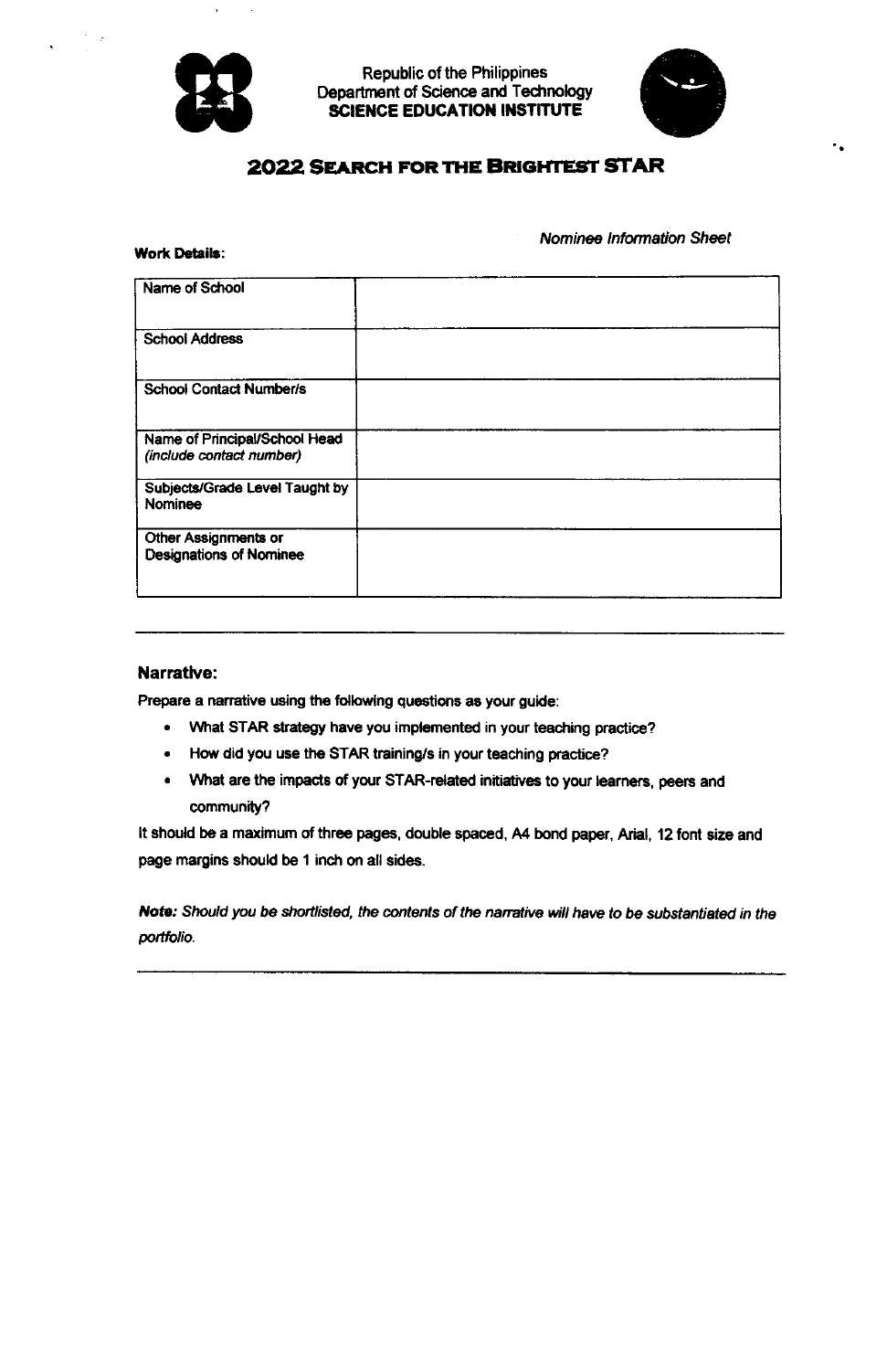Republic of the Philippines
Department of Science and Technology
**SCIENCE EDUCATION INSTITUTE**

# 2022 Search for the Brightest STAR

*Nominee Information Sheet*

**Work Details:**

| | |
|---|---|
| Name of School | |
| School Address | |
| School Contact Number/s | |
| Name of Principal/School Head *(include contact number)* | |
| Subjects/Grade Level Taught by Nominee | |
| Other Assignments or Designations of Nominee | |

---

## Narrative:

Prepare a narrative using the following questions as your guide:

- What STAR strategy have you implemented in your teaching practice?
- How did you use the STAR training/s in your teaching practice?
- What are the impacts of your STAR-related initiatives to your learners, peers and community?

It should be a maximum of three pages, double spaced, A4 bond paper, Arial, 12 font size and page margins should be 1 inch on all sides.

***Note:*** *Should you be shortlisted, the contents of the narrative will have to be substantiated in the portfolio.*

---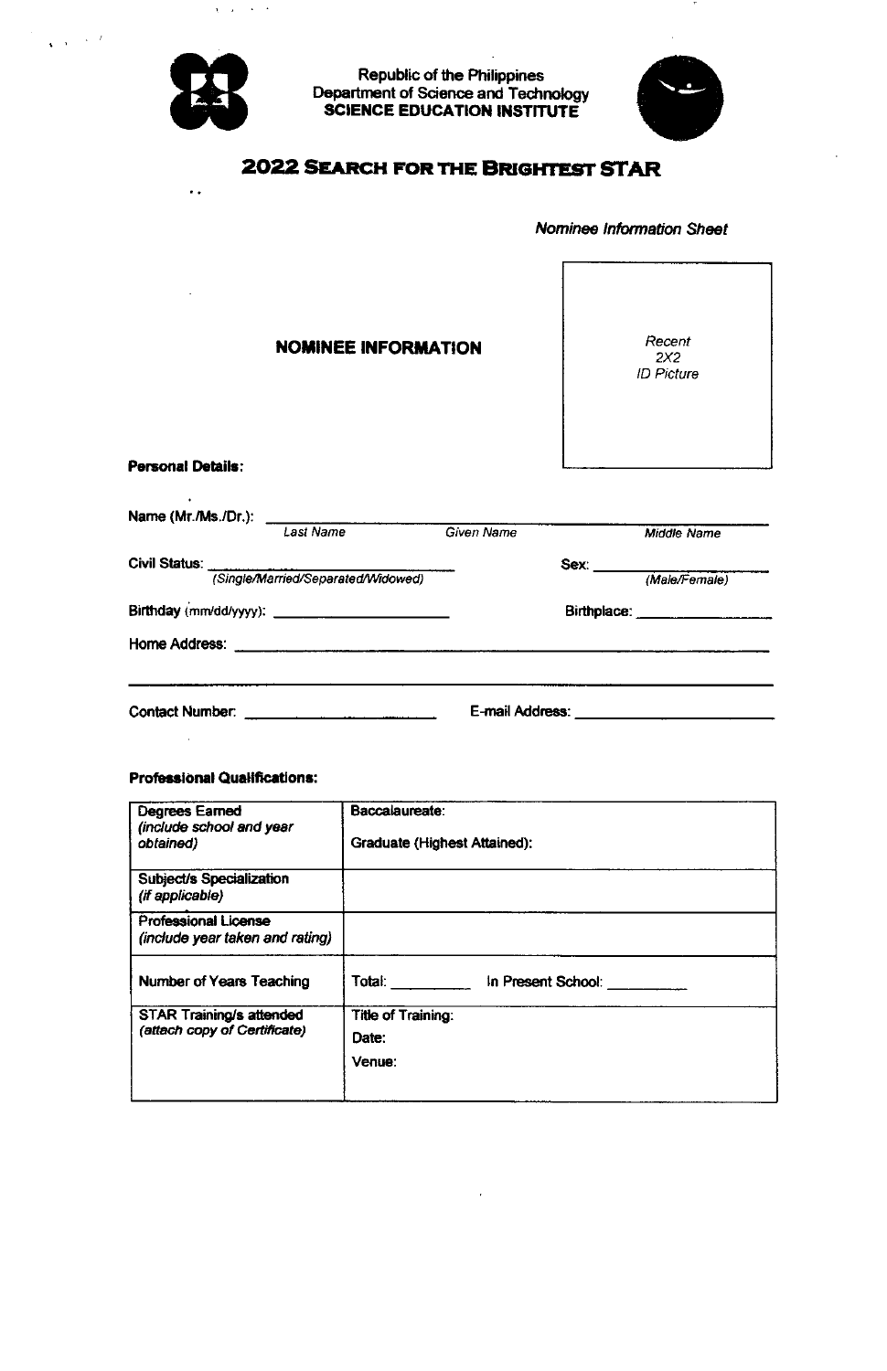Republic of the Philippines
Department of Science and Technology
**SCIENCE EDUCATION INSTITUTE**

# 2022 Search for the Brightest STAR

*Nominee Information Sheet*

## NOMINEE INFORMATION

*Recent 2X2 ID Picture*

**Personal Details:**

Name (Mr./Ms./Dr.): ______________________________
*Last Name* *Given Name* *Middle Name*

Civil Status: ______________________ Sex: ______________
*(Single/Married/Separated/Widowed)* *(Male/Female)*

Birthday (mm/dd/yyyy): ______________________ Birthplace: ______________

Home Address: ______________________________________________

______________________________________________

Contact Number: ______________________ E-mail Address: ______________________

**Professional Qualifications:**

| | |
|---|---|
| Degrees Earned *(include school and year obtained)* | **Baccalaureate:** <br> **Graduate (Highest Attained):** |
| Subject/s Specialization *(if applicable)* | |
| Professional License *(include year taken and rating)* | |
| Number of Years Teaching | Total: __________ In Present School: __________ |
| STAR Training/s attended *(attach copy of Certificate)* | Title of Training: <br> Date: <br> Venue: |